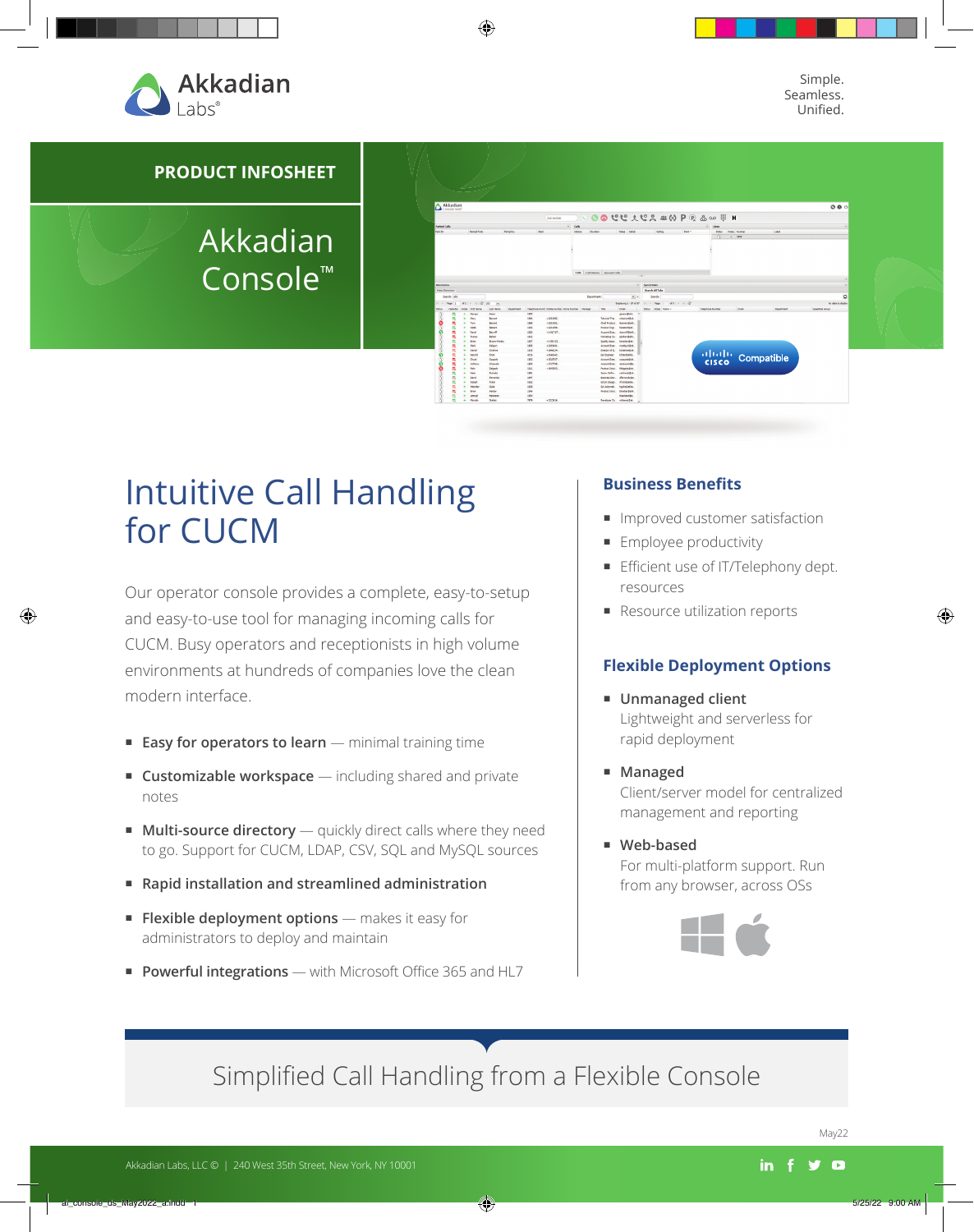Akkadian Labs®

Simple.
Seamless.
Unified.

**PRODUCT INFOSHEET**

# Akkadian Console™

Compatible

## Intuitive Call Handling for CUCM

Our operator console provides a complete, easy-to-setup and easy-to-use tool for managing incoming calls for CUCM. Busy operators and receptionists in high volume environments at hundreds of companies love the clean modern interface.

- **Easy for operators to learn** — minimal training time
- **Customizable workspace** — including shared and private notes
- **Multi-source directory** — quickly direct calls where they need to go. Support for CUCM, LDAP, CSV, SQL and MySQL sources
- **Rapid installation and streamlined administration**
- **Flexible deployment options** — makes it easy for administrators to deploy and maintain
- **Powerful integrations** — with Microsoft Office 365 and HL7

### Business Benefits

- Improved customer satisfaction
- Employee productivity
- Efficient use of IT/Telephony dept. resources
- Resource utilization reports

### Flexible Deployment Options

- **Unmanaged client**
  Lightweight and serverless for rapid deployment
- **Managed**
  Client/server model for centralized management and reporting
- **Web-based**
  For multi-platform support. Run from any browser, across OSs

Simplified Call Handling from a Flexible Console

May22

Akkadian Labs, LLC © | 240 West 35th Street, New York, NY 10001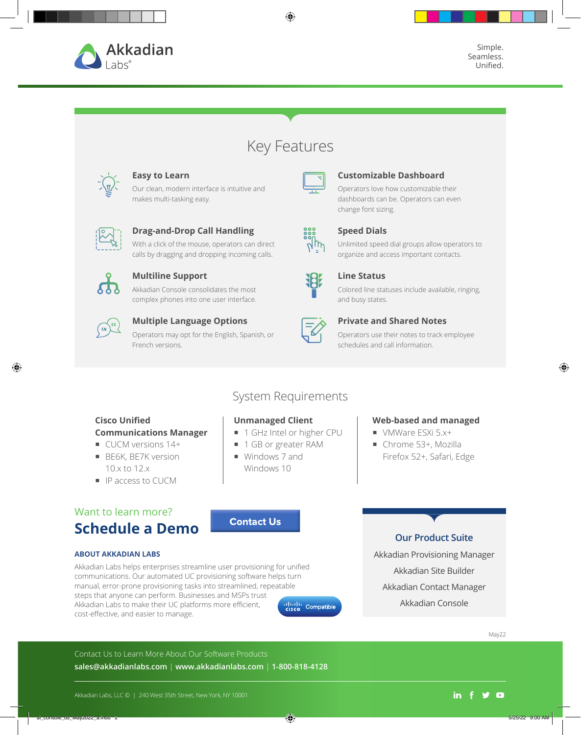Akkadian Labs®

Simple.
Seamless.
Unified.

## Key Features

### Easy to Learn

Our clean, modern interface is intuitive and makes multi-tasking easy.

### Customizable Dashboard

Operators love how customizable their dashboards can be. Operators can even change font sizing.

### Drag-and-Drop Call Handling

With a click of the mouse, operators can direct calls by dragging and dropping incoming calls.

### Speed Dials

Unlimited speed dial groups allow operators to organize and access important contacts.

### Multiline Support

Akkadian Console consolidates the most complex phones into one user interface.

### Line Status

Colored line statuses include available, ringing, and busy states.

### Multiple Language Options

Operators may opt for the English, Spanish, or French versions.

### Private and Shared Notes

Operators use their notes to track employee schedules and call information.

## System Requirements

**Cisco Unified Communications Manager**

- CUCM versions 14+
- BE6K, BE7K version 10.x to 12.x
- IP access to CUCM

**Unmanaged Client**

- 1 GHz Intel or higher CPU
- 1 GB or greater RAM
- Windows 7 and Windows 10

**Web-based and managed**

- VMWare ESXi 5.x+
- Chrome 53+, Mozilla Firefox 52+, Safari, Edge

Want to learn more?

## Schedule a Demo

Contact Us

**ABOUT AKKADIAN LABS**

Akkadian Labs helps enterprises streamline user provisioning for unified communications. Our automated UC provisioning software helps turn manual, error-prone provisioning tasks into streamlined, repeatable steps that anyone can perform. Businesses and MSPs trust Akkadian Labs to make their UC platforms more efficient, cost-effective, and easier to manage.

Cisco Compatible

### Our Product Suite

Akkadian Provisioning Manager

Akkadian Site Builder

Akkadian Contact Manager

Akkadian Console

May22

Contact Us to Learn More About Our Software Products

**sales@akkadianlabs.com** | **www.akkadianlabs.com** | **1-800-818-4128**

Akkadian Labs, LLC © | 240 West 35th Street, New York, NY 10001